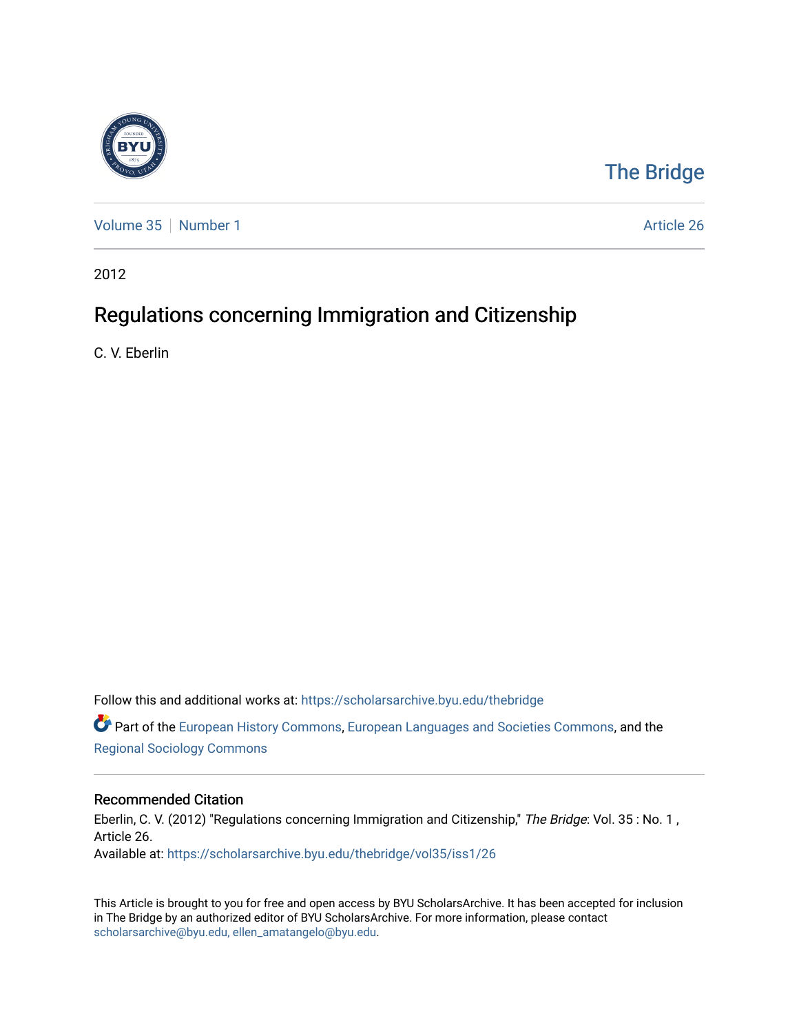The Bridge

Volume 35 | Number 1 | Article 26

2012

# Regulations concerning Immigration and Citizenship

C. V. Eberlin

Follow this and additional works at: https://scholarsarchive.byu.edu/thebridge

Part of the European History Commons, European Languages and Societies Commons, and the Regional Sociology Commons

## Recommended Citation

Eberlin, C. V. (2012) "Regulations concerning Immigration and Citizenship," *The Bridge*: Vol. 35 : No. 1 , Article 26.
Available at: https://scholarsarchive.byu.edu/thebridge/vol35/iss1/26

This Article is brought to you for free and open access by BYU ScholarsArchive. It has been accepted for inclusion in The Bridge by an authorized editor of BYU ScholarsArchive. For more information, please contact scholarsarchive@byu.edu, ellen_amatangelo@byu.edu.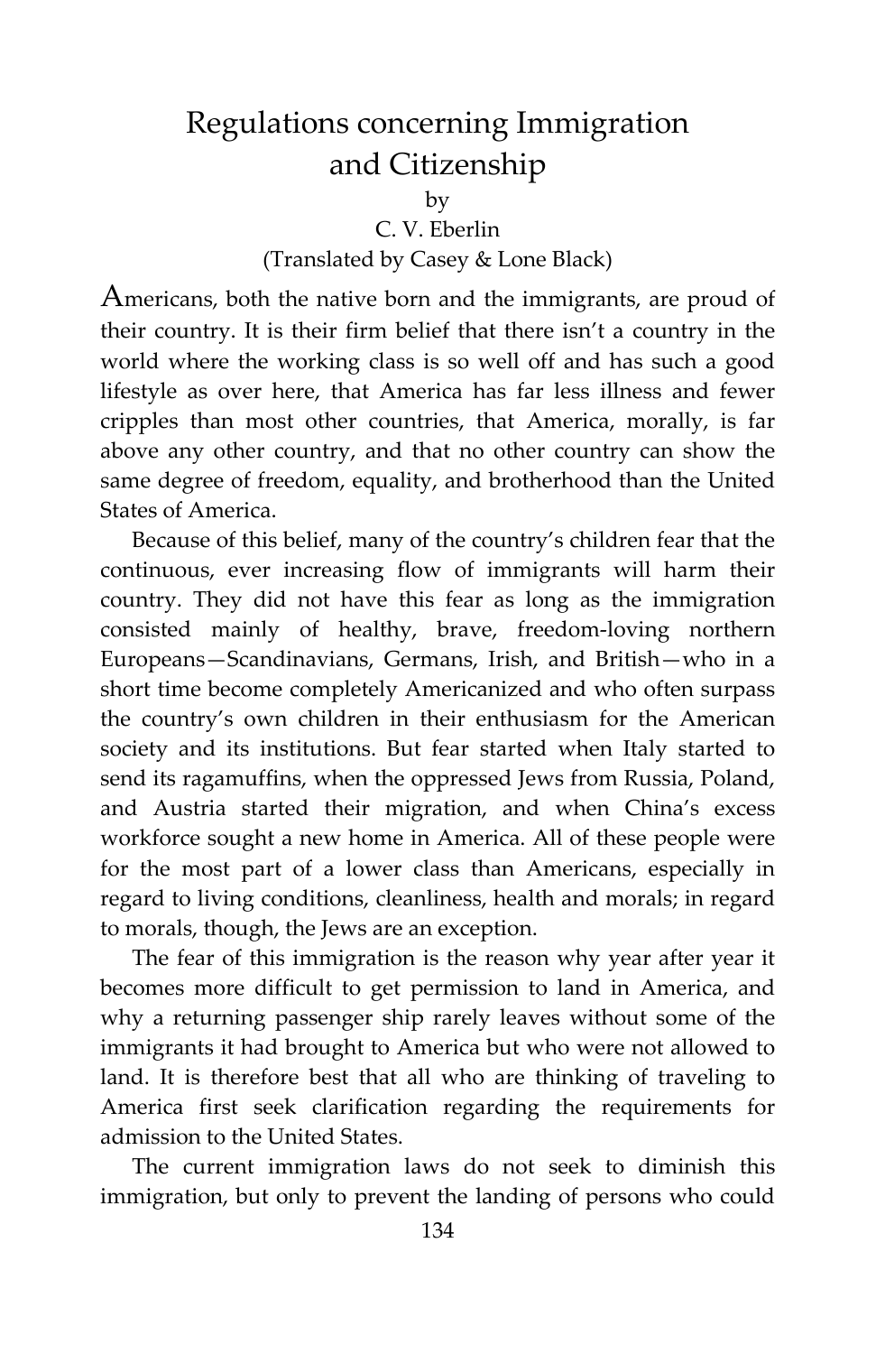# Regulations concerning Immigration and Citizenship

by

C. V. Eberlin

(Translated by Casey & Lone Black)

Americans, both the native born and the immigrants, are proud of their country. It is their firm belief that there isn't a country in the world where the working class is so well off and has such a good lifestyle as over here, that America has far less illness and fewer cripples than most other countries, that America, morally, is far above any other country, and that no other country can show the same degree of freedom, equality, and brotherhood than the United States of America.

Because of this belief, many of the country's children fear that the continuous, ever increasing flow of immigrants will harm their country. They did not have this fear as long as the immigration consisted mainly of healthy, brave, freedom-loving northern Europeans—Scandinavians, Germans, Irish, and British—who in a short time become completely Americanized and who often surpass the country's own children in their enthusiasm for the American society and its institutions. But fear started when Italy started to send its ragamuffins, when the oppressed Jews from Russia, Poland, and Austria started their migration, and when China's excess workforce sought a new home in America. All of these people were for the most part of a lower class than Americans, especially in regard to living conditions, cleanliness, health and morals; in regard to morals, though, the Jews are an exception.

The fear of this immigration is the reason why year after year it becomes more difficult to get permission to land in America, and why a returning passenger ship rarely leaves without some of the immigrants it had brought to America but who were not allowed to land. It is therefore best that all who are thinking of traveling to America first seek clarification regarding the requirements for admission to the United States.

The current immigration laws do not seek to diminish this immigration, but only to prevent the landing of persons who could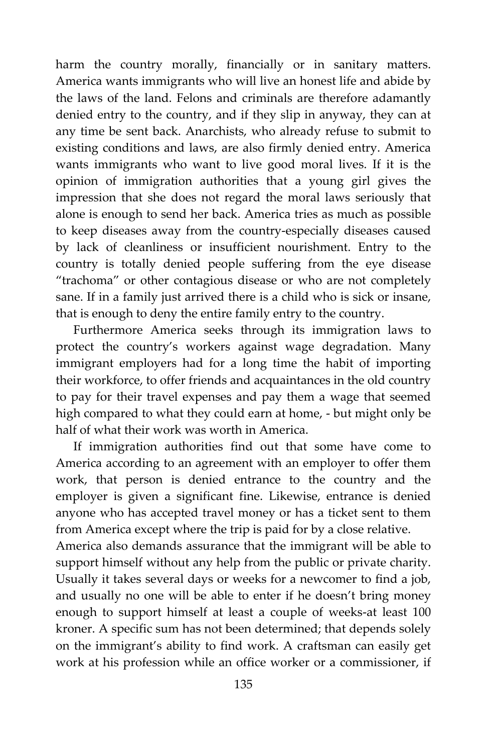harm the country morally, financially or in sanitary matters. America wants immigrants who will live an honest life and abide by the laws of the land. Felons and criminals are therefore adamantly denied entry to the country, and if they slip in anyway, they can at any time be sent back. Anarchists, who already refuse to submit to existing conditions and laws, are also firmly denied entry. America wants immigrants who want to live good moral lives. If it is the opinion of immigration authorities that a young girl gives the impression that she does not regard the moral laws seriously that alone is enough to send her back. America tries as much as possible to keep diseases away from the country-especially diseases caused by lack of cleanliness or insufficient nourishment. Entry to the country is totally denied people suffering from the eye disease "trachoma" or other contagious disease or who are not completely sane. If in a family just arrived there is a child who is sick or insane, that is enough to deny the entire family entry to the country.

Furthermore America seeks through its immigration laws to protect the country's workers against wage degradation. Many immigrant employers had for a long time the habit of importing their workforce, to offer friends and acquaintances in the old country to pay for their travel expenses and pay them a wage that seemed high compared to what they could earn at home, - but might only be half of what their work was worth in America.

If immigration authorities find out that some have come to America according to an agreement with an employer to offer them work, that person is denied entrance to the country and the employer is given a significant fine. Likewise, entrance is denied anyone who has accepted travel money or has a ticket sent to them from America except where the trip is paid for by a close relative.

America also demands assurance that the immigrant will be able to support himself without any help from the public or private charity. Usually it takes several days or weeks for a newcomer to find a job, and usually no one will be able to enter if he doesn't bring money enough to support himself at least a couple of weeks-at least 100 kroner. A specific sum has not been determined; that depends solely on the immigrant's ability to find work. A craftsman can easily get work at his profession while an office worker or a commissioner, if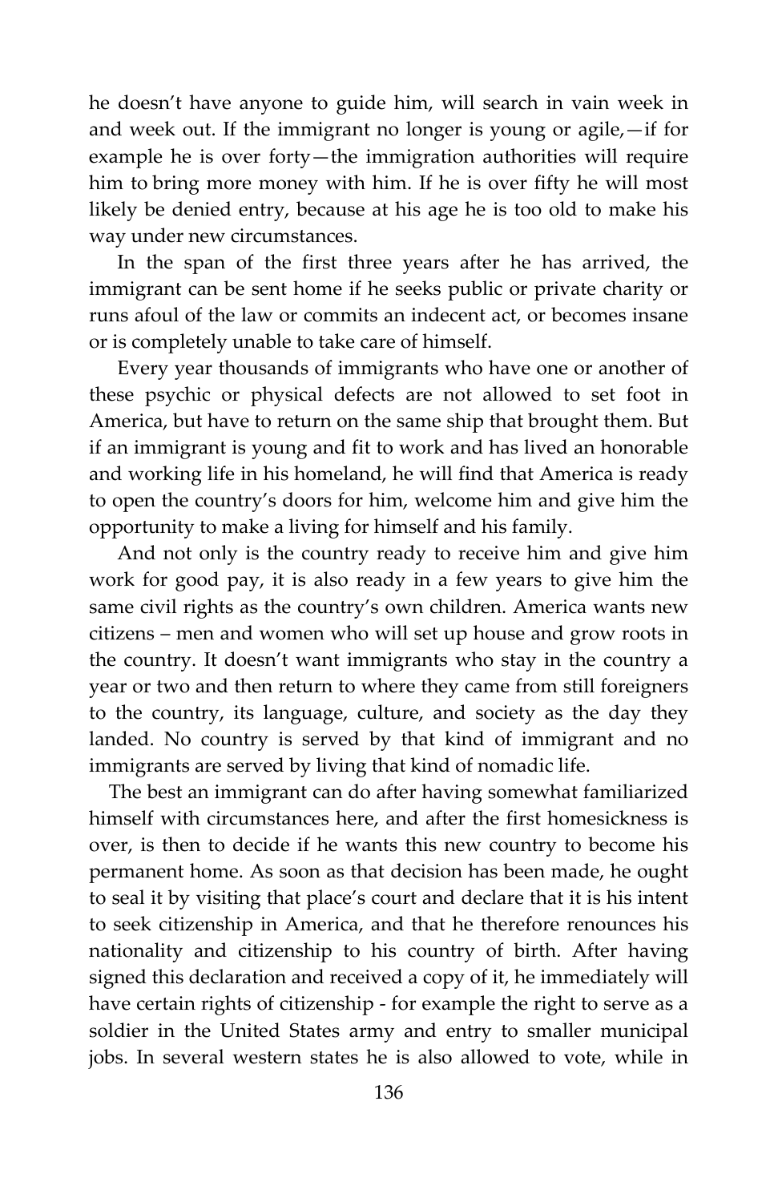he doesn't have anyone to guide him, will search in vain week in and week out. If the immigrant no longer is young or agile,—if for example he is over forty—the immigration authorities will require him to bring more money with him. If he is over fifty he will most likely be denied entry, because at his age he is too old to make his way under new circumstances.

In the span of the first three years after he has arrived, the immigrant can be sent home if he seeks public or private charity or runs afoul of the law or commits an indecent act, or becomes insane or is completely unable to take care of himself.

Every year thousands of immigrants who have one or another of these psychic or physical defects are not allowed to set foot in America, but have to return on the same ship that brought them. But if an immigrant is young and fit to work and has lived an honorable and working life in his homeland, he will find that America is ready to open the country's doors for him, welcome him and give him the opportunity to make a living for himself and his family.

And not only is the country ready to receive him and give him work for good pay, it is also ready in a few years to give him the same civil rights as the country's own children. America wants new citizens – men and women who will set up house and grow roots in the country. It doesn't want immigrants who stay in the country a year or two and then return to where they came from still foreigners to the country, its language, culture, and society as the day they landed. No country is served by that kind of immigrant and no immigrants are served by living that kind of nomadic life.

The best an immigrant can do after having somewhat familiarized himself with circumstances here, and after the first homesickness is over, is then to decide if he wants this new country to become his permanent home. As soon as that decision has been made, he ought to seal it by visiting that place's court and declare that it is his intent to seek citizenship in America, and that he therefore renounces his nationality and citizenship to his country of birth. After having signed this declaration and received a copy of it, he immediately will have certain rights of citizenship - for example the right to serve as a soldier in the United States army and entry to smaller municipal jobs. In several western states he is also allowed to vote, while in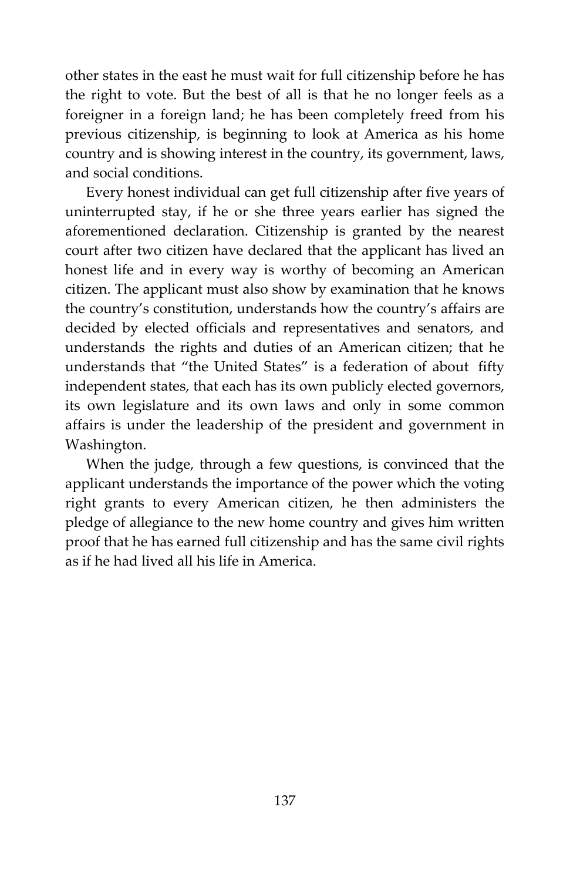other states in the east he must wait for full citizenship before he has the right to vote. But the best of all is that he no longer feels as a foreigner in a foreign land; he has been completely freed from his previous citizenship, is beginning to look at America as his home country and is showing interest in the country, its government, laws, and social conditions.

Every honest individual can get full citizenship after five years of uninterrupted stay, if he or she three years earlier has signed the aforementioned declaration. Citizenship is granted by the nearest court after two citizen have declared that the applicant has lived an honest life and in every way is worthy of becoming an American citizen. The applicant must also show by examination that he knows the country's constitution, understands how the country's affairs are decided by elected officials and representatives and senators, and understands the rights and duties of an American citizen; that he understands that "the United States" is a federation of about fifty independent states, that each has its own publicly elected governors, its own legislature and its own laws and only in some common affairs is under the leadership of the president and government in Washington.

When the judge, through a few questions, is convinced that the applicant understands the importance of the power which the voting right grants to every American citizen, he then administers the pledge of allegiance to the new home country and gives him written proof that he has earned full citizenship and has the same civil rights as if he had lived all his life in America.